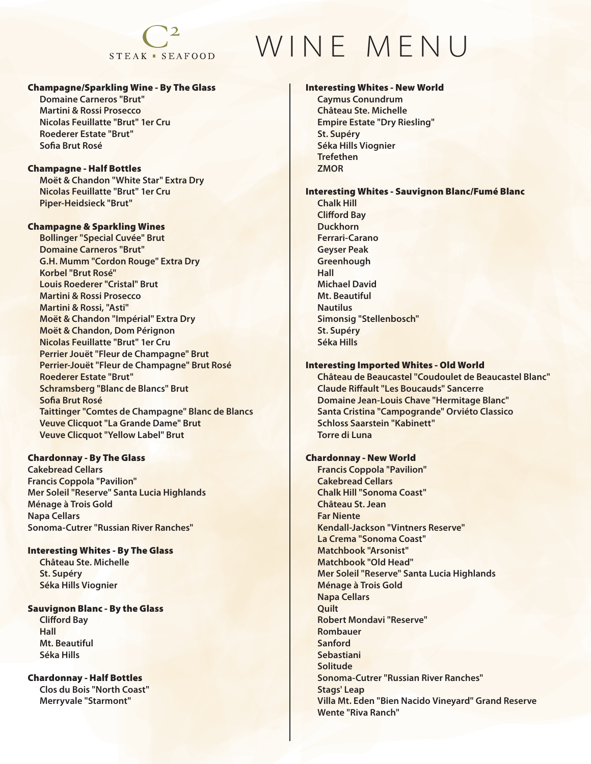C² STEAK ▪ SEAFOOD

# WINE MENU

## Champagne/Sparkling Wine - By The Glass

- Domaine Carneros "Brut"
- Martini & Rossi Prosecco
- Nicolas Feuillatte "Brut" 1er Cru
- Roederer Estate "Brut"
- Sofia Brut Rosé

## Champagne - Half Bottles

- Moët & Chandon "White Star" Extra Dry
- Nicolas Feuillatte "Brut" 1er Cru
- Piper-Heidsieck "Brut"

## Champagne & Sparkling Wines

- Bollinger "Special Cuvée" Brut
- Domaine Carneros "Brut"
- G.H. Mumm "Cordon Rouge" Extra Dry
- Korbel "Brut Rosé"
- Louis Roederer "Cristal" Brut
- Martini & Rossi Prosecco
- Martini & Rossi, "Asti"
- Moët & Chandon "Impérial" Extra Dry
- Moët & Chandon, Dom Pérignon
- Nicolas Feuillatte "Brut" 1er Cru
- Perrier Jouët "Fleur de Champagne" Brut
- Perrier-Jouët "Fleur de Champagne" Brut Rosé
- Roederer Estate "Brut"
- Schramsberg "Blanc de Blancs" Brut
- Sofia Brut Rosé
- Taittinger "Comtes de Champagne" Blanc de Blancs
- Veuve Clicquot "La Grande Dame" Brut
- Veuve Clicquot "Yellow Label" Brut

## Chardonnay - By The Glass

- Cakebread Cellars
- Francis Coppola "Pavilion"
- Mer Soleil "Reserve" Santa Lucia Highlands
- Ménage à Trois Gold
- Napa Cellars
- Sonoma-Cutrer "Russian River Ranches"

## Interesting Whites - By The Glass

- Château Ste. Michelle
- St. Supéry
- Séka Hills Viognier

## Sauvignon Blanc - By the Glass

- Clifford Bay
- Hall
- Mt. Beautiful
- Séka Hills

## Chardonnay - Half Bottles

- Clos du Bois "North Coast"
- Merryvale "Starmont"

## Interesting Whites - New World

- Caymus Conundrum
- Château Ste. Michelle
- Empire Estate "Dry Riesling"
- St. Supéry
- Séka Hills Viognier
- Trefethen
- ZMOR

## Interesting Whites - Sauvignon Blanc/Fumé Blanc

- Chalk Hill
- Clifford Bay
- Duckhorn
- Ferrari-Carano
- Geyser Peak
- Greenhough
- Hall
- Michael David
- Mt. Beautiful
- Nautilus
- Simonsig "Stellenbosch"
- St. Supéry
- Séka Hills

## Interesting Imported Whites - Old World

- Château de Beaucastel "Coudoulet de Beaucastel Blanc"
- Claude Riffault "Les Boucauds" Sancerre
- Domaine Jean-Louis Chave "Hermitage Blanc"
- Santa Cristina "Campogrande" Orviéto Classico
- Schloss Saarstein "Kabinett"
- Torre di Luna

## Chardonnay - New World

- Francis Coppola "Pavilion"
- Cakebread Cellars
- Chalk Hill "Sonoma Coast"
- Château St. Jean
- Far Niente
- Kendall-Jackson "Vintners Reserve"
- La Crema "Sonoma Coast"
- Matchbook "Arsonist"
- Matchbook "Old Head"
- Mer Soleil "Reserve" Santa Lucia Highlands
- Ménage à Trois Gold
- Napa Cellars
- Quilt
- Robert Mondavi "Reserve"
- Rombauer
- Sanford
- Sebastiani
- Solitude
- Sonoma-Cutrer "Russian River Ranches"
- Stags' Leap
- Villa Mt. Eden "Bien Nacido Vineyard" Grand Reserve
- Wente "Riva Ranch"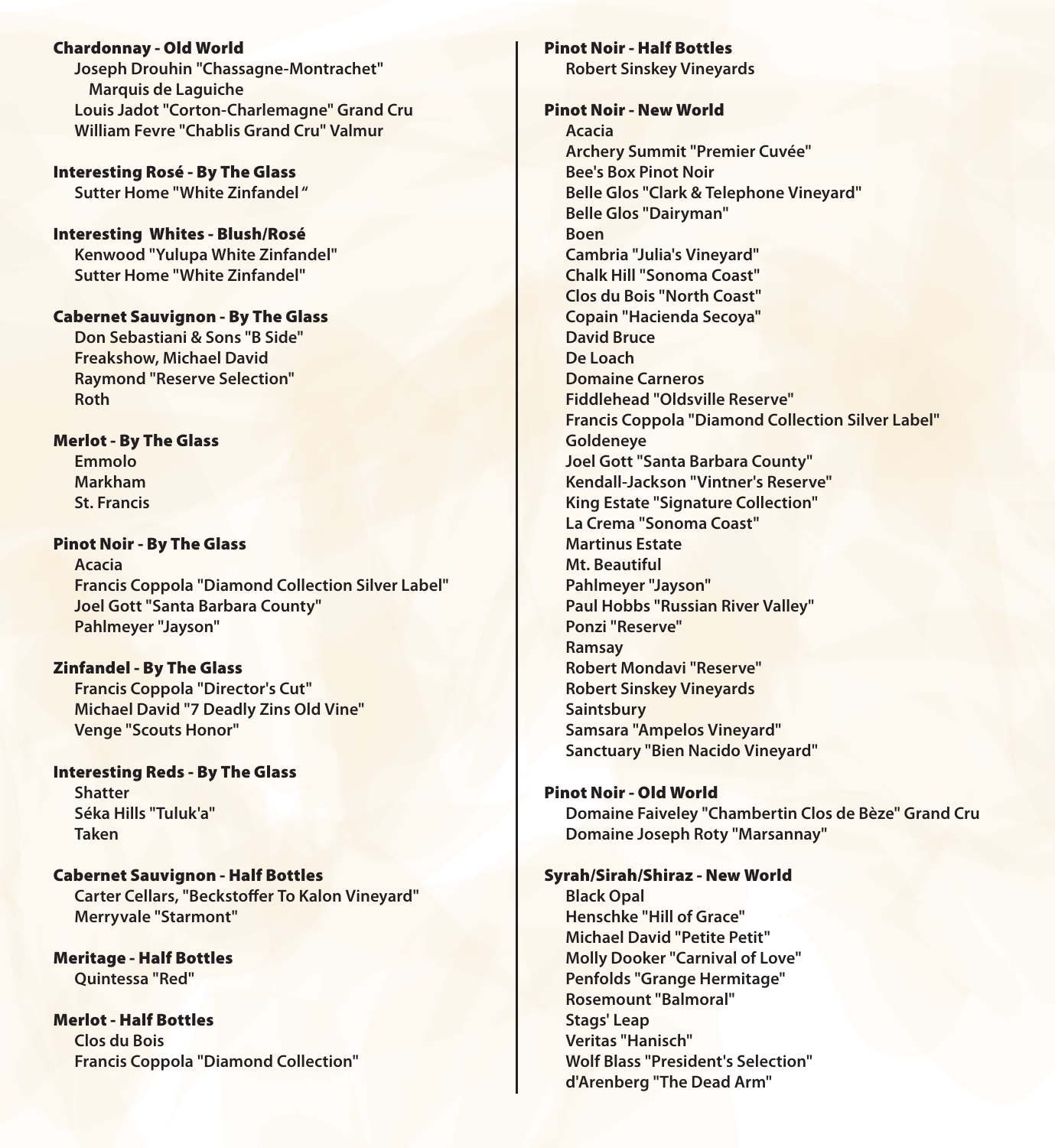## Chardonnay - Old World

- Joseph Drouhin "Chassagne-Montrachet" Marquis de Laguiche
- Louis Jadot "Corton-Charlemagne" Grand Cru
- William Fevre "Chablis Grand Cru" Valmur

## Interesting Rosé - By The Glass

- Sutter Home "White Zinfandel"

## Interesting Whites - Blush/Rosé

- Kenwood "Yulupa White Zinfandel"
- Sutter Home "White Zinfandel"

## Cabernet Sauvignon - By The Glass

- Don Sebastiani & Sons "B Side"
- Freakshow, Michael David
- Raymond "Reserve Selection"
- Roth

## Merlot - By The Glass

- Emmolo
- Markham
- St. Francis

## Pinot Noir - By The Glass

- Acacia
- Francis Coppola "Diamond Collection Silver Label"
- Joel Gott "Santa Barbara County"
- Pahlmeyer "Jayson"

## Zinfandel - By The Glass

- Francis Coppola "Director's Cut"
- Michael David "7 Deadly Zins Old Vine"
- Venge "Scouts Honor"

## Interesting Reds - By The Glass

- Shatter
- Séka Hills "Tuluk'a"
- Taken

## Cabernet Sauvignon - Half Bottles

- Carter Cellars, "Beckstoffer To Kalon Vineyard"
- Merryvale "Starmont"

## Meritage - Half Bottles

- Quintessa "Red"

## Merlot - Half Bottles

- Clos du Bois
- Francis Coppola "Diamond Collection"

## Pinot Noir - Half Bottles

- Robert Sinskey Vineyards

## Pinot Noir - New World

- Acacia
- Archery Summit "Premier Cuvée"
- Bee's Box Pinot Noir
- Belle Glos "Clark & Telephone Vineyard"
- Belle Glos "Dairyman"
- Boen
- Cambria "Julia's Vineyard"
- Chalk Hill "Sonoma Coast"
- Clos du Bois "North Coast"
- Copain "Hacienda Secoya"
- David Bruce
- De Loach
- Domaine Carneros
- Fiddlehead "Oldsville Reserve"
- Francis Coppola "Diamond Collection Silver Label"
- Goldeneye
- Joel Gott "Santa Barbara County"
- Kendall-Jackson "Vintner's Reserve"
- King Estate "Signature Collection"
- La Crema "Sonoma Coast"
- Martinus Estate
- Mt. Beautiful
- Pahlmeyer "Jayson"
- Paul Hobbs "Russian River Valley"
- Ponzi "Reserve"
- Ramsay
- Robert Mondavi "Reserve"
- Robert Sinskey Vineyards
- Saintsbury
- Samsara "Ampelos Vineyard"
- Sanctuary "Bien Nacido Vineyard"

## Pinot Noir - Old World

- Domaine Faiveley "Chambertin Clos de Bèze" Grand Cru
- Domaine Joseph Roty "Marsannay"

## Syrah/Sirah/Shiraz - New World

- Black Opal
- Henschke "Hill of Grace"
- Michael David "Petite Petit"
- Molly Dooker "Carnival of Love"
- Penfolds "Grange Hermitage"
- Rosemount "Balmoral"
- Stags' Leap
- Veritas "Hanisch"
- Wolf Blass "President's Selection"
- d'Arenberg "The Dead Arm"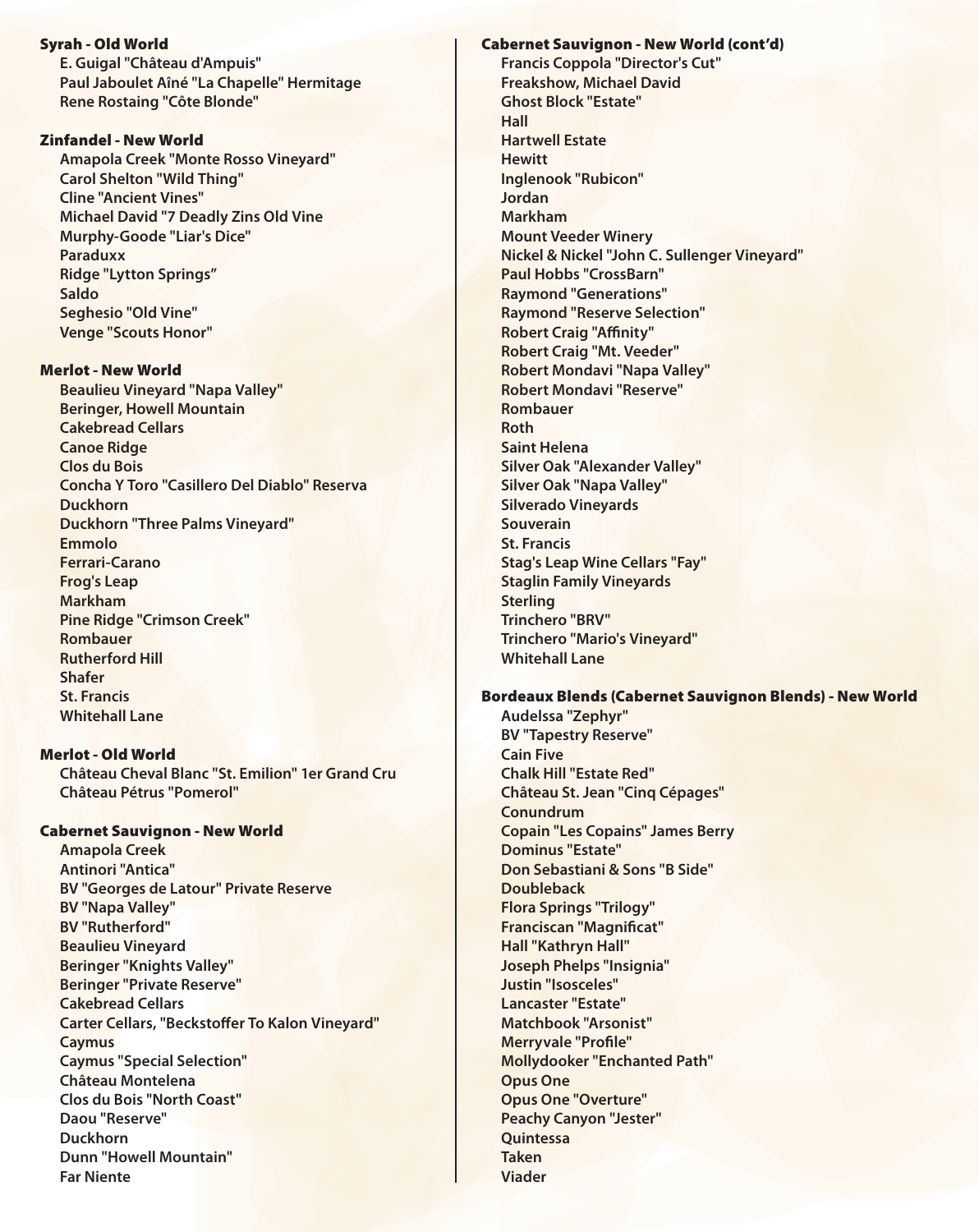## Syrah - Old World

- E. Guigal "Château d'Ampuis"
- Paul Jaboulet Aîné "La Chapelle" Hermitage
- Rene Rostaing "Côte Blonde"

## Zinfandel - New World

- Amapola Creek "Monte Rosso Vineyard"
- Carol Shelton "Wild Thing"
- Cline "Ancient Vines"
- Michael David "7 Deadly Zins Old Vine
- Murphy-Goode "Liar's Dice"
- Paraduxx
- Ridge "Lytton Springs"
- Saldo
- Seghesio "Old Vine"
- Venge "Scouts Honor"

## Merlot - New World

- Beaulieu Vineyard "Napa Valley"
- Beringer, Howell Mountain
- Cakebread Cellars
- Canoe Ridge
- Clos du Bois
- Concha Y Toro "Casillero Del Diablo" Reserva
- Duckhorn
- Duckhorn "Three Palms Vineyard"
- Emmolo
- Ferrari-Carano
- Frog's Leap
- Markham
- Pine Ridge "Crimson Creek"
- Rombauer
- Rutherford Hill
- Shafer
- St. Francis
- Whitehall Lane

## Merlot - Old World

- Château Cheval Blanc "St. Emilion" 1er Grand Cru
- Château Pétrus "Pomerol"

## Cabernet Sauvignon - New World

- Amapola Creek
- Antinori "Antica"
- BV "Georges de Latour" Private Reserve
- BV "Napa Valley"
- BV "Rutherford"
- Beaulieu Vineyard
- Beringer "Knights Valley"
- Beringer "Private Reserve"
- Cakebread Cellars
- Carter Cellars, "Beckstoffer To Kalon Vineyard"
- Caymus
- Caymus "Special Selection"
- Château Montelena
- Clos du Bois "North Coast"
- Daou "Reserve"
- Duckhorn
- Dunn "Howell Mountain"
- Far Niente

## Cabernet Sauvignon - New World (cont'd)

- Francis Coppola "Director's Cut"
- Freakshow, Michael David
- Ghost Block "Estate"
- Hall
- Hartwell Estate
- Hewitt
- Inglenook "Rubicon"
- Jordan
- Markham
- Mount Veeder Winery
- Nickel & Nickel "John C. Sullenger Vineyard"
- Paul Hobbs "CrossBarn"
- Raymond "Generations"
- Raymond "Reserve Selection"
- Robert Craig "Affinity"
- Robert Craig "Mt. Veeder"
- Robert Mondavi "Napa Valley"
- Robert Mondavi "Reserve"
- Rombauer
- Roth
- Saint Helena
- Silver Oak "Alexander Valley"
- Silver Oak "Napa Valley"
- Silverado Vineyards
- Souverain
- St. Francis
- Stag's Leap Wine Cellars "Fay"
- Staglin Family Vineyards
- Sterling
- Trinchero "BRV"
- Trinchero "Mario's Vineyard"
- Whitehall Lane

## Bordeaux Blends (Cabernet Sauvignon Blends) - New World

- Audelssa "Zephyr"
- BV "Tapestry Reserve"
- Cain Five
- Chalk Hill "Estate Red"
- Château St. Jean "Cinq Cépages"
- Conundrum
- Copain "Les Copains" James Berry
- Dominus "Estate"
- Don Sebastiani & Sons "B Side"
- Doubleback
- Flora Springs "Trilogy"
- Franciscan "Magnificat"
- Hall "Kathryn Hall"
- Joseph Phelps "Insignia"
- Justin "Isosceles"
- Lancaster "Estate"
- Matchbook "Arsonist"
- Merryvale "Profile"
- Mollydooker "Enchanted Path"
- Opus One
- Opus One "Overture"
- Peachy Canyon "Jester"
- Quintessa
- Taken
- Viader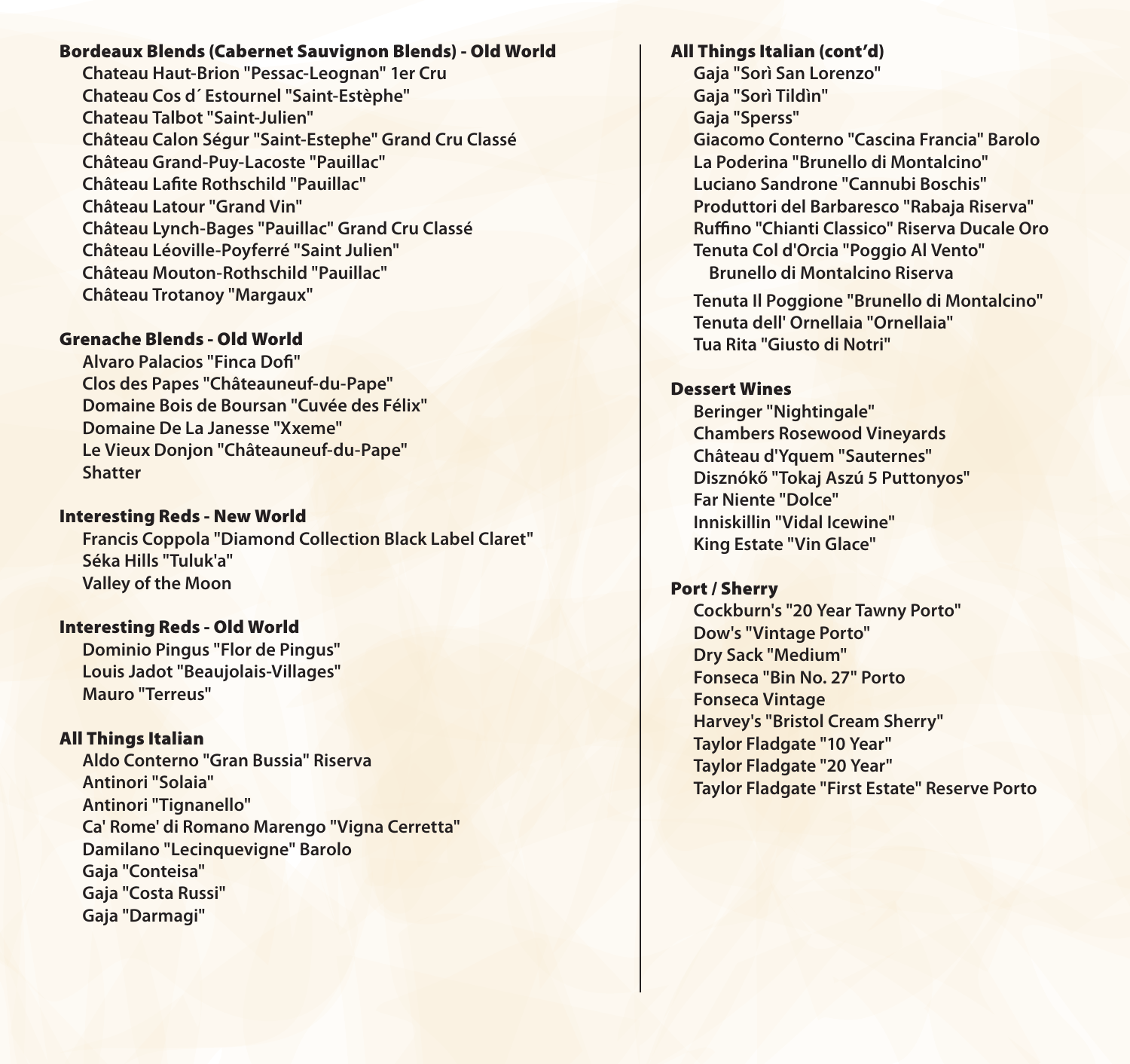## Bordeaux Blends (Cabernet Sauvignon Blends) - Old World

- Chateau Haut-Brion "Pessac-Leognan" 1er Cru
- Chateau Cos d´ Estournel "Saint-Estèphe"
- Chateau Talbot "Saint-Julien"
- Château Calon Ségur "Saint-Estephe" Grand Cru Classé
- Château Grand-Puy-Lacoste "Pauillac"
- Château Lafite Rothschild "Pauillac"
- Château Latour "Grand Vin"
- Château Lynch-Bages "Pauillac" Grand Cru Classé
- Château Léoville-Poyferré "Saint Julien"
- Château Mouton-Rothschild "Pauillac"
- Château Trotanoy "Margaux"

## Grenache Blends - Old World

- Alvaro Palacios "Finca Dofi"
- Clos des Papes "Châteauneuf-du-Pape"
- Domaine Bois de Boursan "Cuvée des Félix"
- Domaine De La Janesse "Xxeme"
- Le Vieux Donjon "Châteauneuf-du-Pape"
- Shatter

## Interesting Reds - New World

- Francis Coppola "Diamond Collection Black Label Claret"
- Séka Hills "Tuluk'a"
- Valley of the Moon

## Interesting Reds - Old World

- Dominio Pingus "Flor de Pingus"
- Louis Jadot "Beaujolais-Villages"
- Mauro "Terreus"

## All Things Italian

- Aldo Conterno "Gran Bussia" Riserva
- Antinori "Solaia"
- Antinori "Tignanello"
- Ca' Rome' di Romano Marengo "Vigna Cerretta"
- Damilano "Lecinquevigne" Barolo
- Gaja "Conteisa"
- Gaja "Costa Russi"
- Gaja "Darmagi"

## All Things Italian (cont'd)

- Gaja "Sorì San Lorenzo"
- Gaja "Sorì Tildìn"
- Gaja "Sperss"
- Giacomo Conterno "Cascina Francia" Barolo
- La Poderina "Brunello di Montalcino"
- Luciano Sandrone "Cannubi Boschis"
- Produttori del Barbaresco "Rabaja Riserva"
- Ruffino "Chianti Classico" Riserva Ducale Oro
- Tenuta Col d'Orcia "Poggio Al Vento" Brunello di Montalcino Riserva
- Tenuta Il Poggione "Brunello di Montalcino"
- Tenuta dell' Ornellaia "Ornellaia"
- Tua Rita "Giusto di Notri"

## Dessert Wines

- Beringer "Nightingale"
- Chambers Rosewood Vineyards
- Château d'Yquem "Sauternes"
- Disznókő "Tokaj Aszú 5 Puttonyos"
- Far Niente "Dolce"
- Inniskillin "Vidal Icewine"
- King Estate "Vin Glace"

## Port / Sherry

- Cockburn's "20 Year Tawny Porto"
- Dow's "Vintage Porto"
- Dry Sack "Medium"
- Fonseca "Bin No. 27" Porto
- Fonseca Vintage
- Harvey's "Bristol Cream Sherry"
- Taylor Fladgate "10 Year"
- Taylor Fladgate "20 Year"
- Taylor Fladgate "First Estate" Reserve Porto